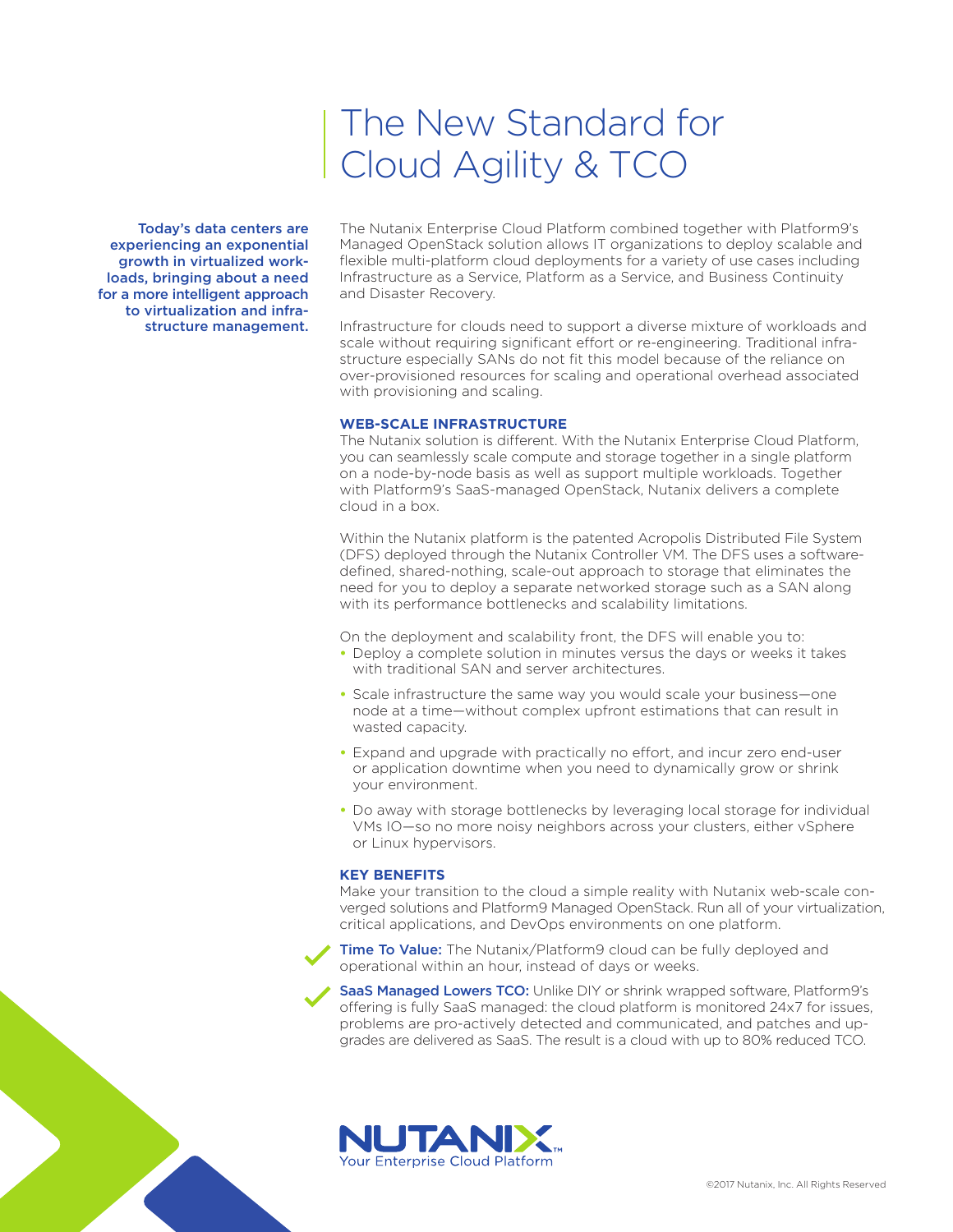# The New Standard for Cloud Agility & TCO

**Today's data centers are experiencing an exponential growth in virtualized workloads, bringing about a need for a more intelligent approach to virtualization and infrastructure management.**

The Nutanix Enterprise Cloud Platform combined together with Platform9's Managed OpenStack solution allows IT organizations to deploy scalable and flexible multi-platform cloud deployments for a variety of use cases including Infrastructure as a Service, Platform as a Service, and Business Continuity and Disaster Recovery.

Infrastructure for clouds need to support a diverse mixture of workloads and scale without requiring significant effort or re-engineering. Traditional infrastructure especially SANs do not fit this model because of the reliance on over-provisioned resources for scaling and operational overhead associated with provisioning and scaling.

### WEB-SCALE INFRASTRUCTURE

The Nutanix solution is different. With the Nutanix Enterprise Cloud Platform, you can seamlessly scale compute and storage together in a single platform on a node-by-node basis as well as support multiple workloads. Together with Platform9's SaaS-managed OpenStack, Nutanix delivers a complete cloud in a box.

Within the Nutanix platform is the patented Acropolis Distributed File System (DFS) deployed through the Nutanix Controller VM. The DFS uses a software-defined, shared-nothing, scale-out approach to storage that eliminates the need for you to deploy a separate networked storage such as a SAN along with its performance bottlenecks and scalability limitations.

On the deployment and scalability front, the DFS will enable you to:

- Deploy a complete solution in minutes versus the days or weeks it takes with traditional SAN and server architectures.
- Scale infrastructure the same way you would scale your business—one node at a time—without complex upfront estimations that can result in wasted capacity.
- Expand and upgrade with practically no effort, and incur zero end-user or application downtime when you need to dynamically grow or shrink your environment.
- Do away with storage bottlenecks by leveraging local storage for individual VMs IO—so no more noisy neighbors across your clusters, either vSphere or Linux hypervisors.

### KEY BENEFITS

Make your transition to the cloud a simple reality with Nutanix web-scale converged solutions and Platform9 Managed OpenStack. Run all of your virtualization, critical applications, and DevOps environments on one platform.

- **Time To Value:** The Nutanix/Platform9 cloud can be fully deployed and operational within an hour, instead of days or weeks.
- **SaaS Managed Lowers TCO:** Unlike DIY or shrink wrapped software, Platform9's offering is fully SaaS managed: the cloud platform is monitored 24x7 for issues, problems are pro-actively detected and communicated, and patches and upgrades are delivered as SaaS. The result is a cloud with up to 80% reduced TCO.

NUTANIX™
Your Enterprise Cloud Platform

©2017 Nutanix, Inc. All Rights Reserved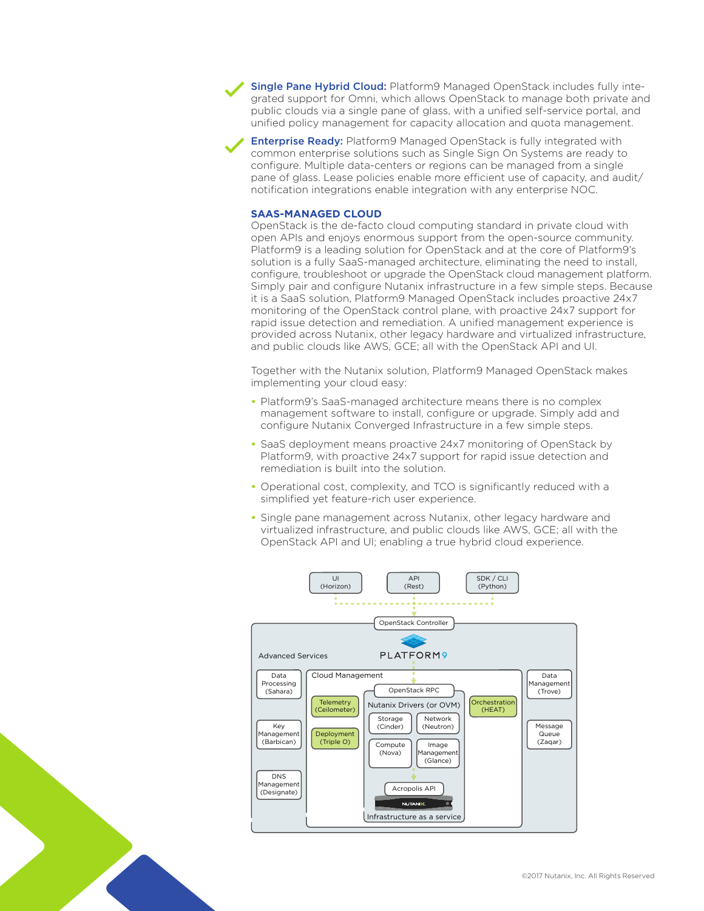- **Single Pane Hybrid Cloud:** Platform9 Managed OpenStack includes fully integrated support for Omni, which allows OpenStack to manage both private and public clouds via a single pane of glass, with a unified self-service portal, and unified policy management for capacity allocation and quota management.

- **Enterprise Ready:** Platform9 Managed OpenStack is fully integrated with common enterprise solutions such as Single Sign On Systems are ready to configure. Multiple data-centers or regions can be managed from a single pane of glass. Lease policies enable more efficient use of capacity, and audit/notification integrations enable integration with any enterprise NOC.

## SAAS-MANAGED CLOUD

OpenStack is the de-facto cloud computing standard in private cloud with open APIs and enjoys enormous support from the open-source community. Platform9 is a leading solution for OpenStack and at the core of Platform9's solution is a fully SaaS-managed architecture, eliminating the need to install, configure, troubleshoot or upgrade the OpenStack cloud management platform. Simply pair and configure Nutanix infrastructure in a few simple steps. Because it is a SaaS solution, Platform9 Managed OpenStack includes proactive 24x7 monitoring of the OpenStack control plane, with proactive 24x7 support for rapid issue detection and remediation. A unified management experience is provided across Nutanix, other legacy hardware and virtualized infrastructure, and public clouds like AWS, GCE; all with the OpenStack API and UI.

Together with the Nutanix solution, Platform9 Managed OpenStack makes implementing your cloud easy:

- Platform9's SaaS-managed architecture means there is no complex management software to install, configure or upgrade. Simply add and configure Nutanix Converged Infrastructure in a few simple steps.
- SaaS deployment means proactive 24x7 monitoring of OpenStack by Platform9, with proactive 24x7 support for rapid issue detection and remediation is built into the solution.
- Operational cost, complexity, and TCO is significantly reduced with a simplified yet feature-rich user experience.
- Single pane management across Nutanix, other legacy hardware and virtualized infrastructure, and public clouds like AWS, GCE; all with the OpenStack API and UI; enabling a true hybrid cloud experience.

UI (Horizon) | API (Rest) | SDK / CLI (Python)

OpenStack Controller

PLATFORM9

Advanced Services

Data Processing (Sahara)

Key Management (Barbican)

DNS Management (Designate)

Cloud Management

Telemetry (Ceilometer)

Deployment (Triple O)

OpenStack RPC

Nutanix Drivers (or OVM)

Storage (Cinder)

Network (Neutron)

Compute (Nova)

Image Management (Glance)

Acropolis API

NUTANIX

Infrastructure as a service

Orchestration (HEAT)

Data Management (Trove)

Message Queue (Zaqar)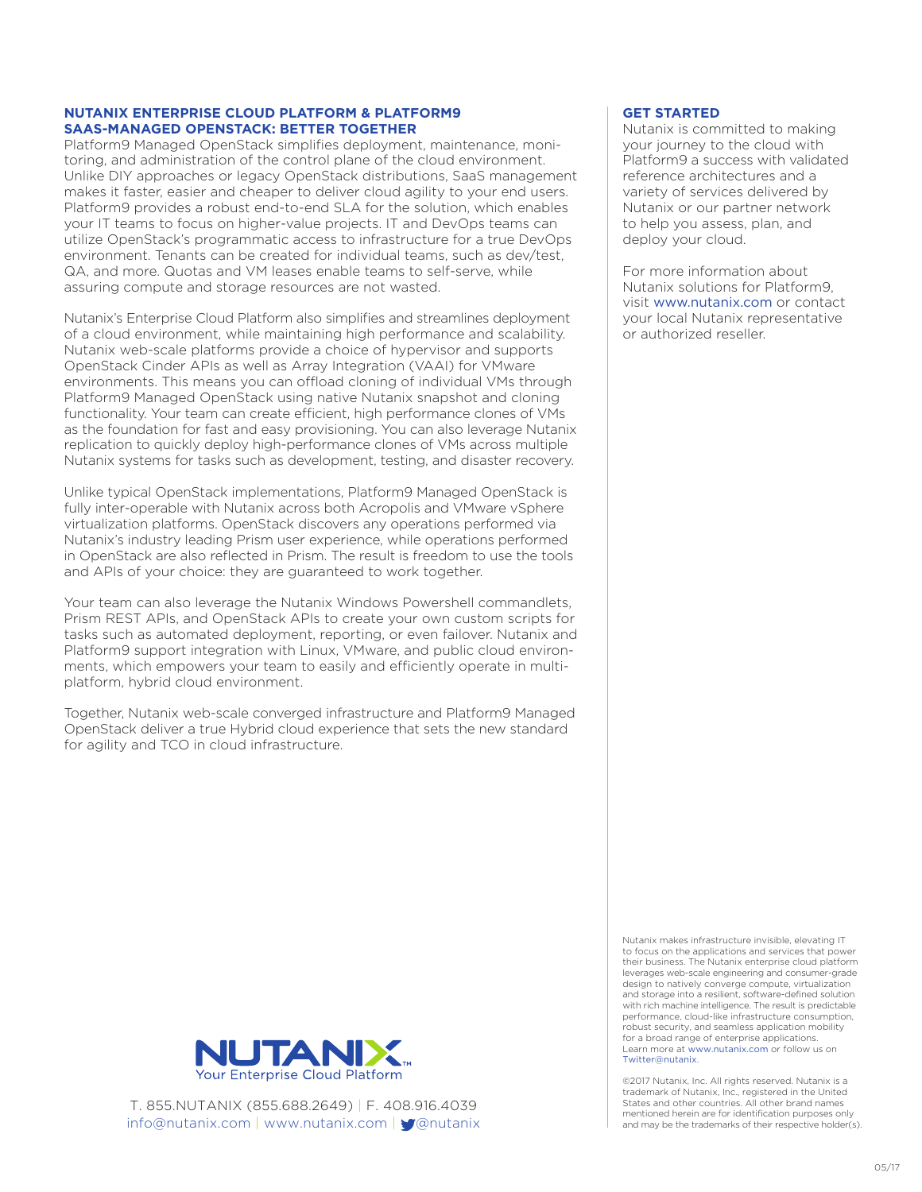## NUTANIX ENTERPRISE CLOUD PLATFORM & PLATFORM9 SAAS-MANAGED OPENSTACK: BETTER TOGETHER

Platform9 Managed OpenStack simplifies deployment, maintenance, monitoring, and administration of the control plane of the cloud environment. Unlike DIY approaches or legacy OpenStack distributions, SaaS management makes it faster, easier and cheaper to deliver cloud agility to your end users. Platform9 provides a robust end-to-end SLA for the solution, which enables your IT teams to focus on higher-value projects. IT and DevOps teams can utilize OpenStack's programmatic access to infrastructure for a true DevOps environment. Tenants can be created for individual teams, such as dev/test, QA, and more. Quotas and VM leases enable teams to self-serve, while assuring compute and storage resources are not wasted.

Nutanix's Enterprise Cloud Platform also simplifies and streamlines deployment of a cloud environment, while maintaining high performance and scalability. Nutanix web-scale platforms provide a choice of hypervisor and supports OpenStack Cinder APIs as well as Array Integration (VAAI) for VMware environments. This means you can offload cloning of individual VMs through Platform9 Managed OpenStack using native Nutanix snapshot and cloning functionality. Your team can create efficient, high performance clones of VMs as the foundation for fast and easy provisioning. You can also leverage Nutanix replication to quickly deploy high-performance clones of VMs across multiple Nutanix systems for tasks such as development, testing, and disaster recovery.

Unlike typical OpenStack implementations, Platform9 Managed OpenStack is fully inter-operable with Nutanix across both Acropolis and VMware vSphere virtualization platforms. OpenStack discovers any operations performed via Nutanix's industry leading Prism user experience, while operations performed in OpenStack are also reflected in Prism. The result is freedom to use the tools and APIs of your choice: they are guaranteed to work together.

Your team can also leverage the Nutanix Windows Powershell commandlets, Prism REST APIs, and OpenStack APIs to create your own custom scripts for tasks such as automated deployment, reporting, or even failover. Nutanix and Platform9 support integration with Linux, VMware, and public cloud environments, which empowers your team to easily and efficiently operate in multi-platform, hybrid cloud environment.

Together, Nutanix web-scale converged infrastructure and Platform9 Managed OpenStack deliver a true Hybrid cloud experience that sets the new standard for agility and TCO in cloud infrastructure.

## GET STARTED

Nutanix is committed to making your journey to the cloud with Platform9 a success with validated reference architectures and a variety of services delivered by Nutanix or our partner network to help you assess, plan, and deploy your cloud.

For more information about Nutanix solutions for Platform9, visit www.nutanix.com or contact your local Nutanix representative or authorized reseller.

NUTANIX™
Your Enterprise Cloud Platform

T. 855.NUTANIX (855.688.2649) | F. 408.916.4039
info@nutanix.com | www.nutanix.com | @nutanix

Nutanix makes infrastructure invisible, elevating IT to focus on the applications and services that power their business. The Nutanix enterprise cloud platform leverages web-scale engineering and consumer-grade design to natively converge compute, virtualization and storage into a resilient, software-defined solution with rich machine intelligence. The result is predictable performance, cloud-like infrastructure consumption, robust security, and seamless application mobility for a broad range of enterprise applications. Learn more at www.nutanix.com or follow us on Twitter@nutanix.

©2017 Nutanix, Inc. All rights reserved. Nutanix is a trademark of Nutanix, Inc., registered in the United States and other countries. All other brand names mentioned herein are for identification purposes only and may be the trademarks of their respective holder(s).

05/17